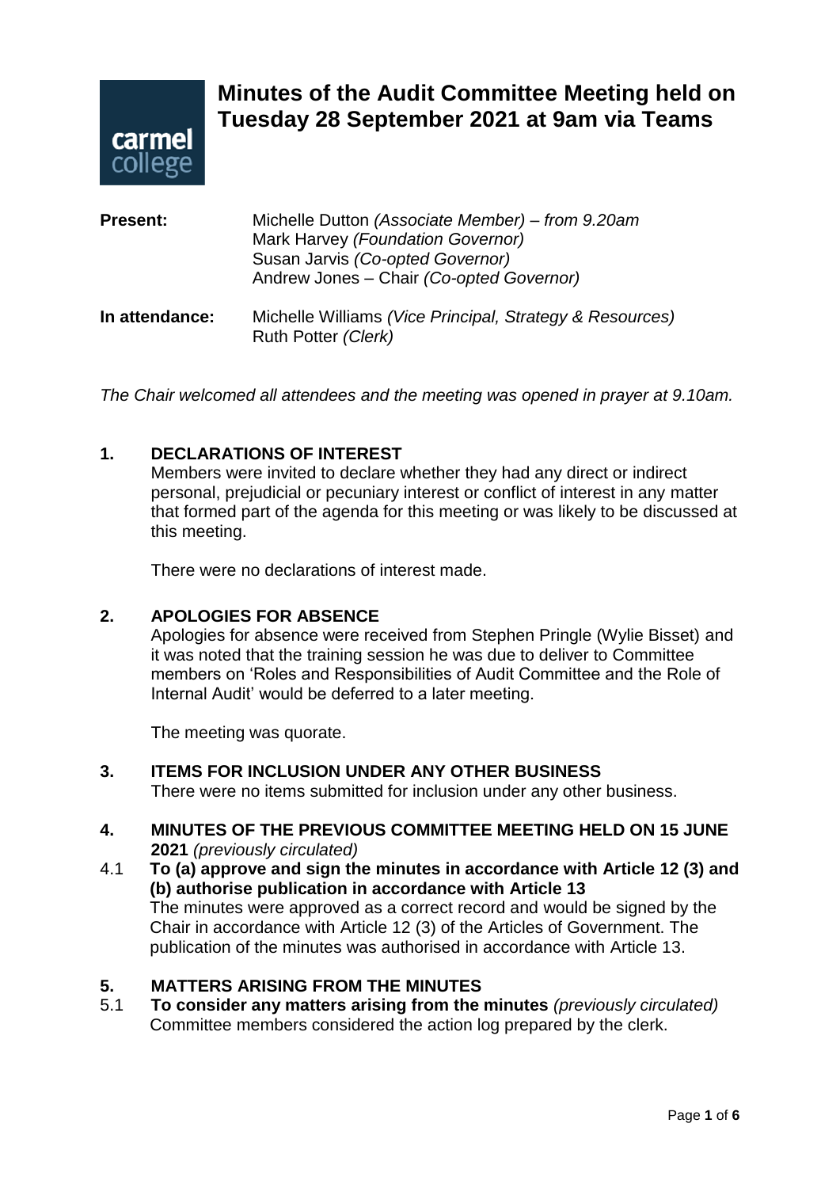# Minutes of the Audit Committee Meeting held on Tuesday 28 September 2021 at 9am via Teams

**Present:** Michelle Dutton *(Associate Member) – from 9.20am*
Mark Harvey *(Foundation Governor)*
Susan Jarvis *(Co-opted Governor)*
Andrew Jones – Chair *(Co-opted Governor)*

**In attendance:** Michelle Williams *(Vice Principal, Strategy & Resources)*
Ruth Potter *(Clerk)*

*The Chair welcomed all attendees and the meeting was opened in prayer at 9.10am.*

## 1. DECLARATIONS OF INTEREST

Members were invited to declare whether they had any direct or indirect personal, prejudicial or pecuniary interest or conflict of interest in any matter that formed part of the agenda for this meeting or was likely to be discussed at this meeting.

There were no declarations of interest made.

## 2. APOLOGIES FOR ABSENCE

Apologies for absence were received from Stephen Pringle (Wylie Bisset) and it was noted that the training session he was due to deliver to Committee members on 'Roles and Responsibilities of Audit Committee and the Role of Internal Audit' would be deferred to a later meeting.

The meeting was quorate.

## 3. ITEMS FOR INCLUSION UNDER ANY OTHER BUSINESS

There were no items submitted for inclusion under any other business.

## 4. MINUTES OF THE PREVIOUS COMMITTEE MEETING HELD ON 15 JUNE 2021 *(previously circulated)*

4.1 **To (a) approve and sign the minutes in accordance with Article 12 (3) and (b) authorise publication in accordance with Article 13**

The minutes were approved as a correct record and would be signed by the Chair in accordance with Article 12 (3) of the Articles of Government. The publication of the minutes was authorised in accordance with Article 13.

## 5. MATTERS ARISING FROM THE MINUTES

5.1 **To consider any matters arising from the minutes** *(previously circulated)*

Committee members considered the action log prepared by the clerk.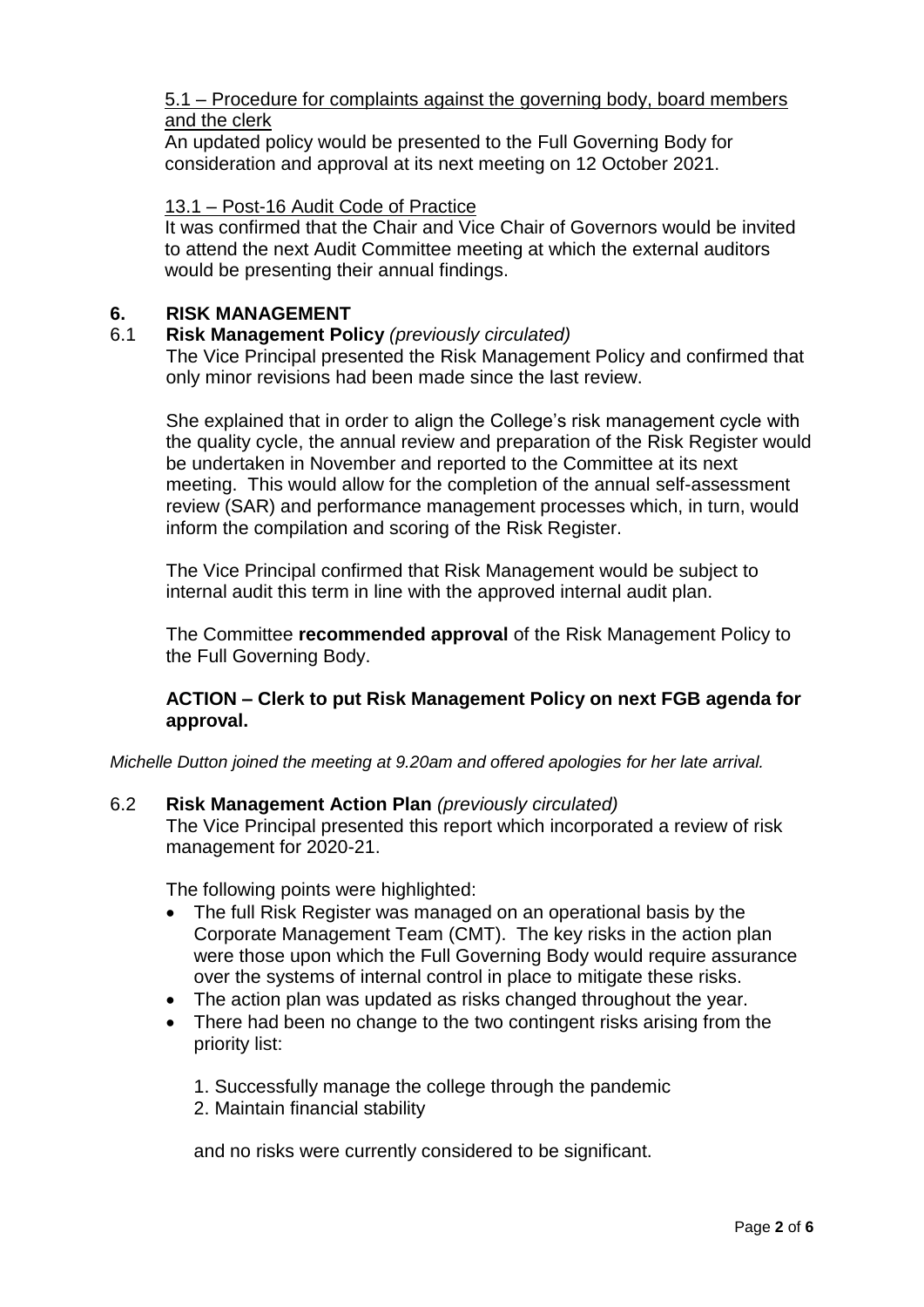5.1 – Procedure for complaints against the governing body, board members and the clerk

An updated policy would be presented to the Full Governing Body for consideration and approval at its next meeting on 12 October 2021.

13.1 – Post-16 Audit Code of Practice

It was confirmed that the Chair and Vice Chair of Governors would be invited to attend the next Audit Committee meeting at which the external auditors would be presenting their annual findings.

## 6. RISK MANAGEMENT

6.1 **Risk Management Policy** *(previously circulated)*

The Vice Principal presented the Risk Management Policy and confirmed that only minor revisions had been made since the last review.

She explained that in order to align the College's risk management cycle with the quality cycle, the annual review and preparation of the Risk Register would be undertaken in November and reported to the Committee at its next meeting. This would allow for the completion of the annual self-assessment review (SAR) and performance management processes which, in turn, would inform the compilation and scoring of the Risk Register.

The Vice Principal confirmed that Risk Management would be subject to internal audit this term in line with the approved internal audit plan.

The Committee **recommended approval** of the Risk Management Policy to the Full Governing Body.

**ACTION – Clerk to put Risk Management Policy on next FGB agenda for approval.**

*Michelle Dutton joined the meeting at 9.20am and offered apologies for her late arrival.*

6.2 **Risk Management Action Plan** *(previously circulated)*

The Vice Principal presented this report which incorporated a review of risk management for 2020-21.

The following points were highlighted:

- The full Risk Register was managed on an operational basis by the Corporate Management Team (CMT). The key risks in the action plan were those upon which the Full Governing Body would require assurance over the systems of internal control in place to mitigate these risks.
- The action plan was updated as risks changed throughout the year.
- There had been no change to the two contingent risks arising from the priority list:

  1. Successfully manage the college through the pandemic
  2. Maintain financial stability

  and no risks were currently considered to be significant.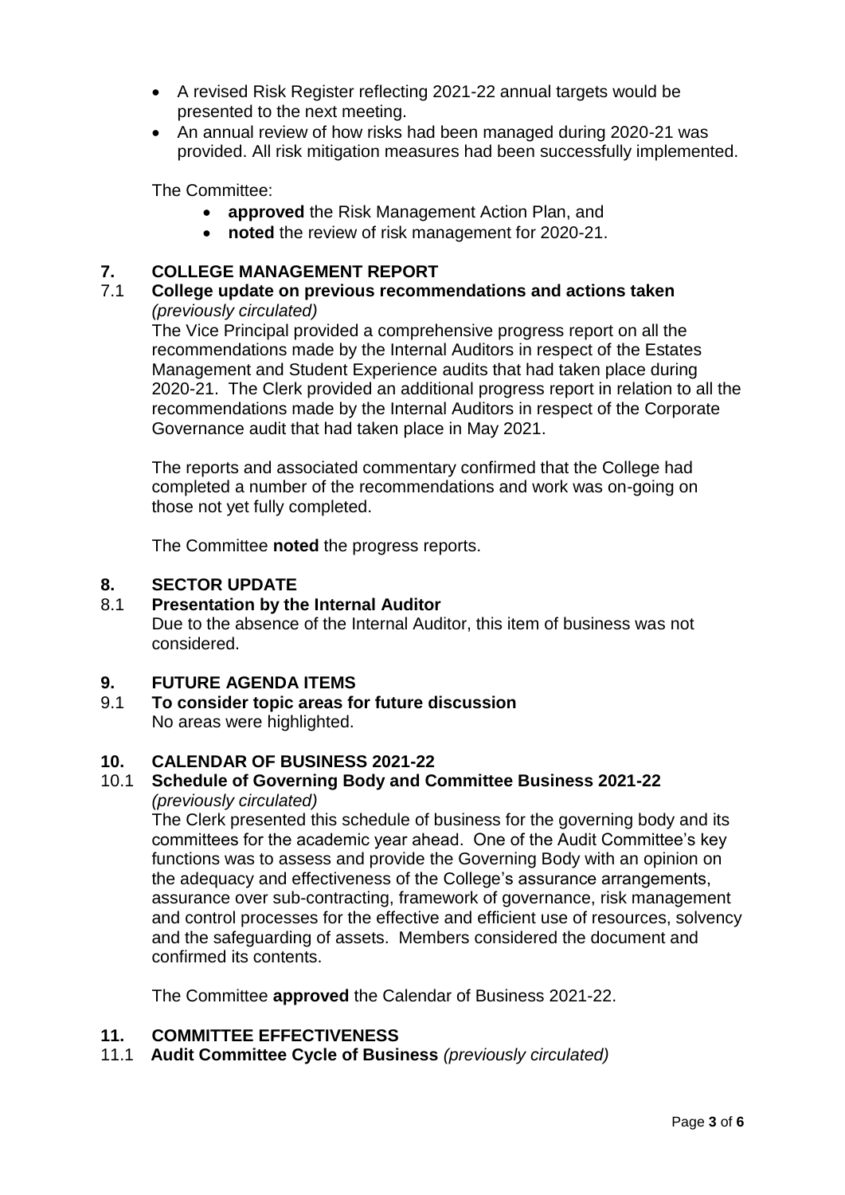- A revised Risk Register reflecting 2021-22 annual targets would be presented to the next meeting.
- An annual review of how risks had been managed during 2020-21 was provided. All risk mitigation measures had been successfully implemented.

The Committee:

- **approved** the Risk Management Action Plan, and
- **noted** the review of risk management for 2020-21.

## 7. COLLEGE MANAGEMENT REPORT

### 7.1 College update on previous recommendations and actions taken *(previously circulated)*

The Vice Principal provided a comprehensive progress report on all the recommendations made by the Internal Auditors in respect of the Estates Management and Student Experience audits that had taken place during 2020-21. The Clerk provided an additional progress report in relation to all the recommendations made by the Internal Auditors in respect of the Corporate Governance audit that had taken place in May 2021.

The reports and associated commentary confirmed that the College had completed a number of the recommendations and work was on-going on those not yet fully completed.

The Committee **noted** the progress reports.

## 8. SECTOR UPDATE

### 8.1 Presentation by the Internal Auditor

Due to the absence of the Internal Auditor, this item of business was not considered.

## 9. FUTURE AGENDA ITEMS

### 9.1 To consider topic areas for future discussion

No areas were highlighted.

## 10. CALENDAR OF BUSINESS 2021-22

### 10.1 Schedule of Governing Body and Committee Business 2021-22 *(previously circulated)*

The Clerk presented this schedule of business for the governing body and its committees for the academic year ahead. One of the Audit Committee's key functions was to assess and provide the Governing Body with an opinion on the adequacy and effectiveness of the College's assurance arrangements, assurance over sub-contracting, framework of governance, risk management and control processes for the effective and efficient use of resources, solvency and the safeguarding of assets. Members considered the document and confirmed its contents.

The Committee **approved** the Calendar of Business 2021-22.

## 11. COMMITTEE EFFECTIVENESS

### 11.1 Audit Committee Cycle of Business *(previously circulated)*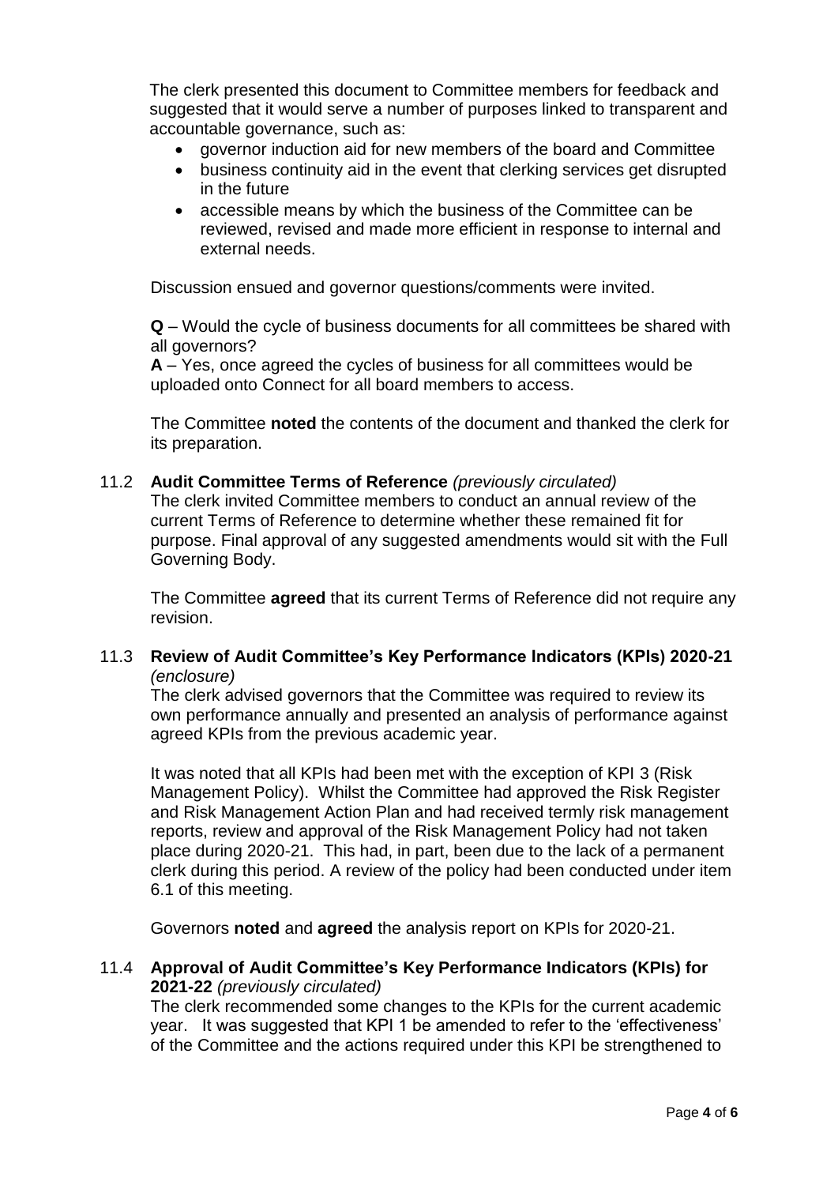The clerk presented this document to Committee members for feedback and suggested that it would serve a number of purposes linked to transparent and accountable governance, such as:

- governor induction aid for new members of the board and Committee
- business continuity aid in the event that clerking services get disrupted in the future
- accessible means by which the business of the Committee can be reviewed, revised and made more efficient in response to internal and external needs.

Discussion ensued and governor questions/comments were invited.

**Q** – Would the cycle of business documents for all committees be shared with all governors?
**A** – Yes, once agreed the cycles of business for all committees would be uploaded onto Connect for all board members to access.

The Committee **noted** the contents of the document and thanked the clerk for its preparation.

11.2 **Audit Committee Terms of Reference** *(previously circulated)*
The clerk invited Committee members to conduct an annual review of the current Terms of Reference to determine whether these remained fit for purpose. Final approval of any suggested amendments would sit with the Full Governing Body.

The Committee **agreed** that its current Terms of Reference did not require any revision.

11.3 **Review of Audit Committee's Key Performance Indicators (KPIs) 2020-21** *(enclosure)*
The clerk advised governors that the Committee was required to review its own performance annually and presented an analysis of performance against agreed KPIs from the previous academic year.

It was noted that all KPIs had been met with the exception of KPI 3 (Risk Management Policy). Whilst the Committee had approved the Risk Register and Risk Management Action Plan and had received termly risk management reports, review and approval of the Risk Management Policy had not taken place during 2020-21. This had, in part, been due to the lack of a permanent clerk during this period. A review of the policy had been conducted under item 6.1 of this meeting.

Governors **noted** and **agreed** the analysis report on KPIs for 2020-21.

11.4 **Approval of Audit Committee's Key Performance Indicators (KPIs) for 2021-22** *(previously circulated)*
The clerk recommended some changes to the KPIs for the current academic year. It was suggested that KPI 1 be amended to refer to the 'effectiveness' of the Committee and the actions required under this KPI be strengthened to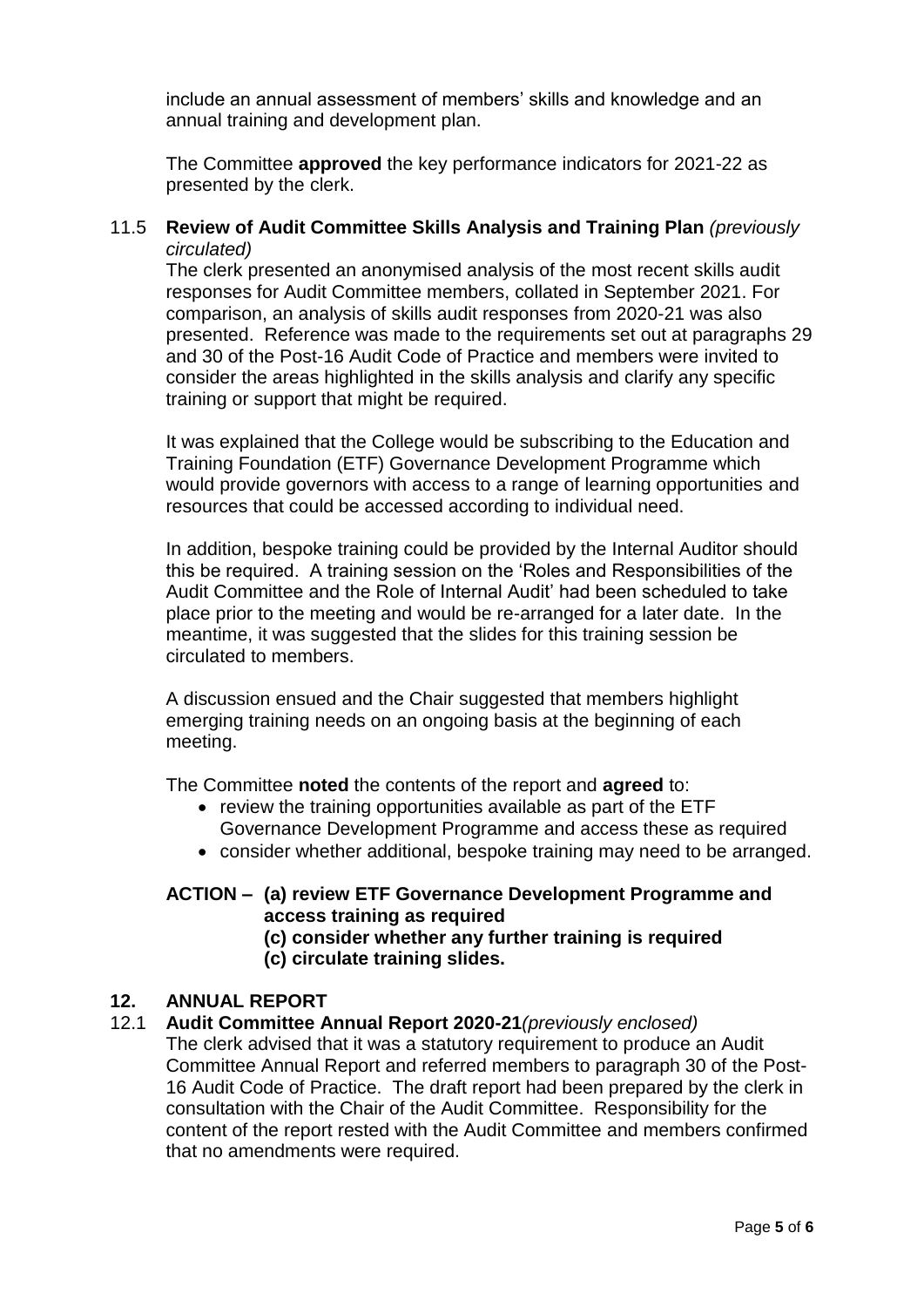include an annual assessment of members' skills and knowledge and an annual training and development plan.

The Committee **approved** the key performance indicators for 2021-22 as presented by the clerk.

11.5 **Review of Audit Committee Skills Analysis and Training Plan** *(previously circulated)*

The clerk presented an anonymised analysis of the most recent skills audit responses for Audit Committee members, collated in September 2021. For comparison, an analysis of skills audit responses from 2020-21 was also presented. Reference was made to the requirements set out at paragraphs 29 and 30 of the Post-16 Audit Code of Practice and members were invited to consider the areas highlighted in the skills analysis and clarify any specific training or support that might be required.

It was explained that the College would be subscribing to the Education and Training Foundation (ETF) Governance Development Programme which would provide governors with access to a range of learning opportunities and resources that could be accessed according to individual need.

In addition, bespoke training could be provided by the Internal Auditor should this be required. A training session on the 'Roles and Responsibilities of the Audit Committee and the Role of Internal Audit' had been scheduled to take place prior to the meeting and would be re-arranged for a later date. In the meantime, it was suggested that the slides for this training session be circulated to members.

A discussion ensued and the Chair suggested that members highlight emerging training needs on an ongoing basis at the beginning of each meeting.

The Committee **noted** the contents of the report and **agreed** to:

- review the training opportunities available as part of the ETF Governance Development Programme and access these as required
- consider whether additional, bespoke training may need to be arranged.

**ACTION – (a) review ETF Governance Development Programme and access training as required**
**(c) consider whether any further training is required**
**(c) circulate training slides.**

## 12. ANNUAL REPORT

12.1 **Audit Committee Annual Report 2020-21***(previously enclosed)*

The clerk advised that it was a statutory requirement to produce an Audit Committee Annual Report and referred members to paragraph 30 of the Post-16 Audit Code of Practice. The draft report had been prepared by the clerk in consultation with the Chair of the Audit Committee. Responsibility for the content of the report rested with the Audit Committee and members confirmed that no amendments were required.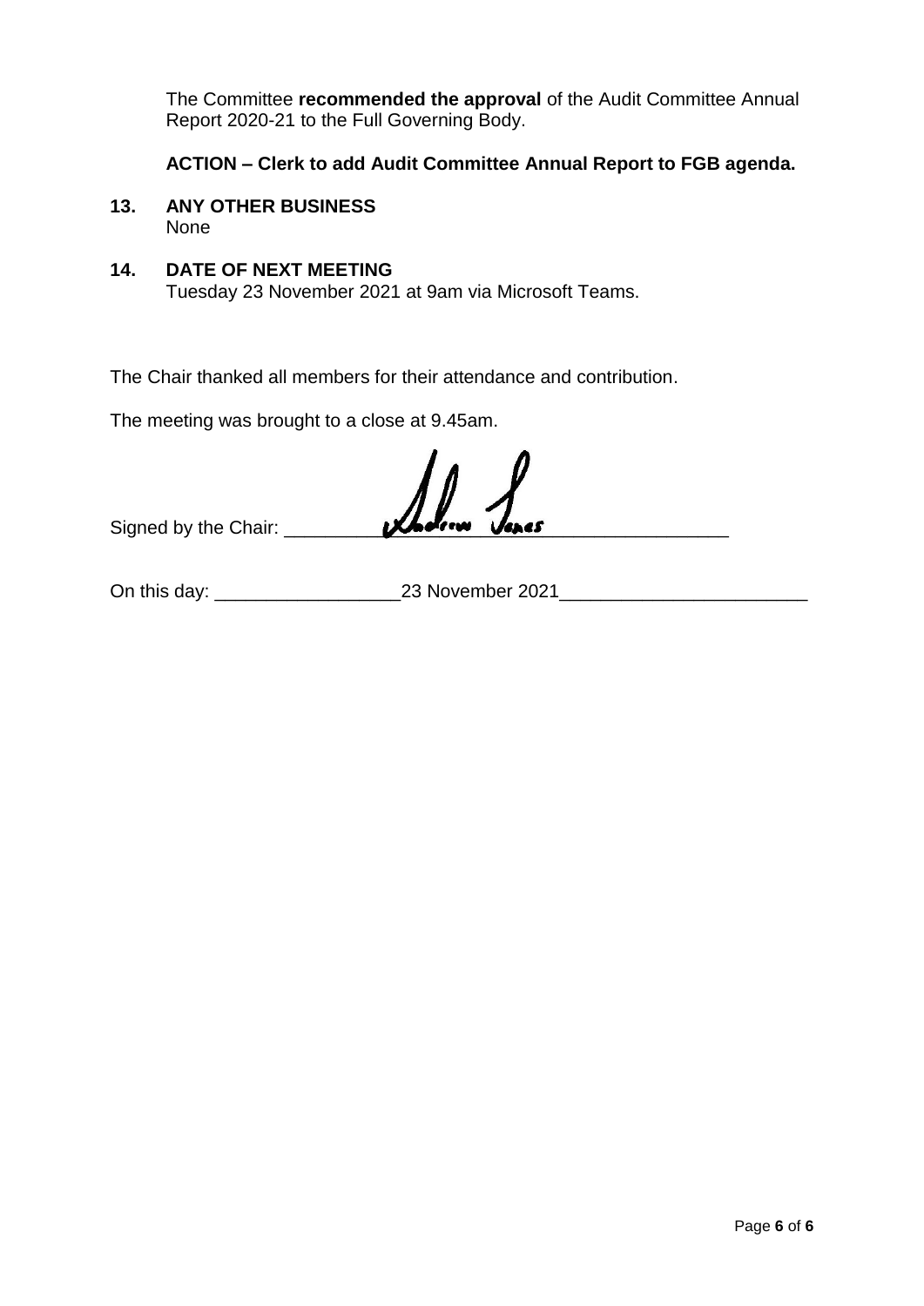The Committee **recommended the approval** of the Audit Committee Annual Report 2020-21 to the Full Governing Body.

**ACTION – Clerk to add Audit Committee Annual Report to FGB agenda.**

**13. ANY OTHER BUSINESS**

None

**14. DATE OF NEXT MEETING**

Tuesday 23 November 2021 at 9am via Microsoft Teams.

The Chair thanked all members for their attendance and contribution.

The meeting was brought to a close at 9.45am.

Signed by the Chair: ___________________________________________

On this day: __________________23 November 2021________________________